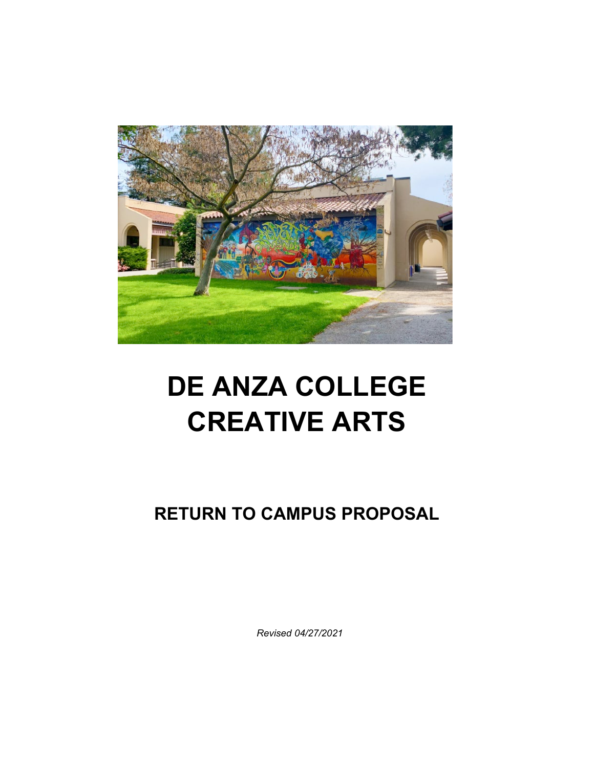# DE ANZA COLLEGE CREATIVE ARTS

## RETURN TO CAMPUS PROPOSAL

*Revised 04/27/2021*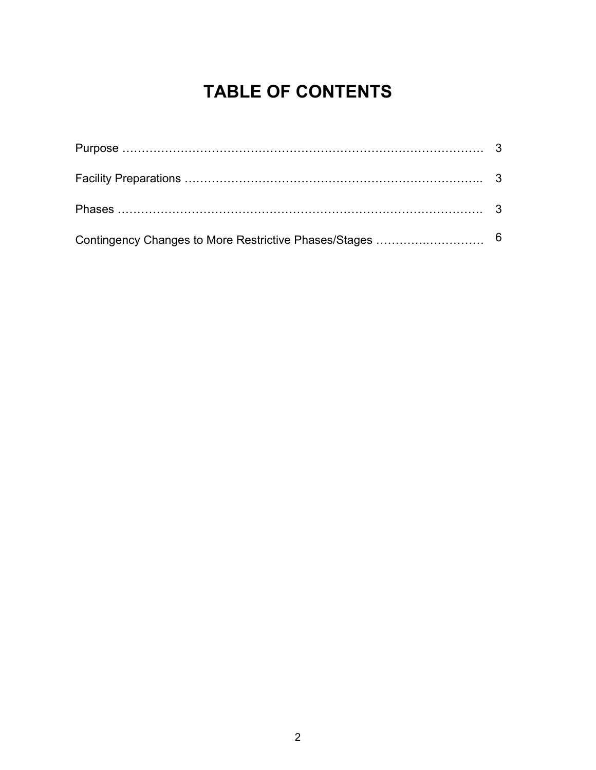# TABLE OF CONTENTS

| | |
|---|---|
| Purpose | 3 |
| Facility Preparations | 3 |
| Phases | 3 |
| Contingency Changes to More Restrictive Phases/Stages | 6 |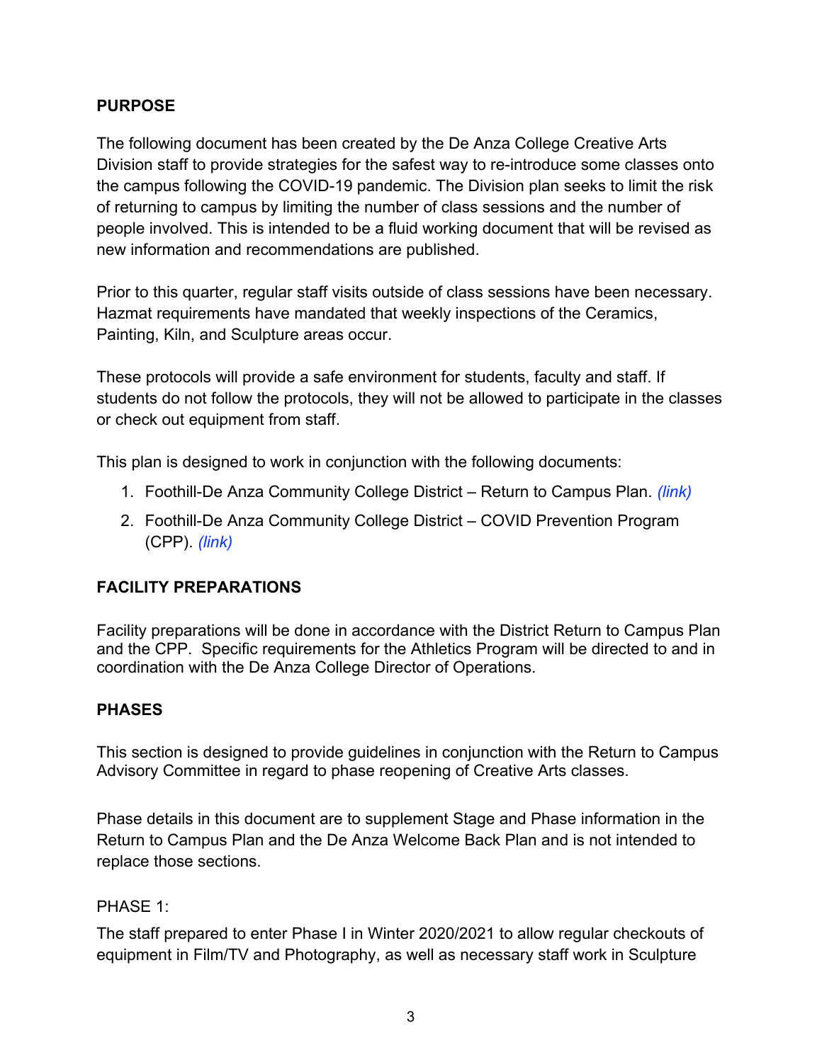## PURPOSE

The following document has been created by the De Anza College Creative Arts Division staff to provide strategies for the safest way to re-introduce some classes onto the campus following the COVID-19 pandemic. The Division plan seeks to limit the risk of returning to campus by limiting the number of class sessions and the number of people involved. This is intended to be a fluid working document that will be revised as new information and recommendations are published.

Prior to this quarter, regular staff visits outside of class sessions have been necessary. Hazmat requirements have mandated that weekly inspections of the Ceramics, Painting, Kiln, and Sculpture areas occur.

These protocols will provide a safe environment for students, faculty and staff. If students do not follow the protocols, they will not be allowed to participate in the classes or check out equipment from staff.

This plan is designed to work in conjunction with the following documents:

1. Foothill-De Anza Community College District – Return to Campus Plan. *(link)*
2. Foothill-De Anza Community College District – COVID Prevention Program (CPP). *(link)*

## FACILITY PREPARATIONS

Facility preparations will be done in accordance with the District Return to Campus Plan and the CPP. Specific requirements for the Athletics Program will be directed to and in coordination with the De Anza College Director of Operations.

## PHASES

This section is designed to provide guidelines in conjunction with the Return to Campus Advisory Committee in regard to phase reopening of Creative Arts classes.

Phase details in this document are to supplement Stage and Phase information in the Return to Campus Plan and the De Anza Welcome Back Plan and is not intended to replace those sections.

PHASE 1:

The staff prepared to enter Phase I in Winter 2020/2021 to allow regular checkouts of equipment in Film/TV and Photography, as well as necessary staff work in Sculpture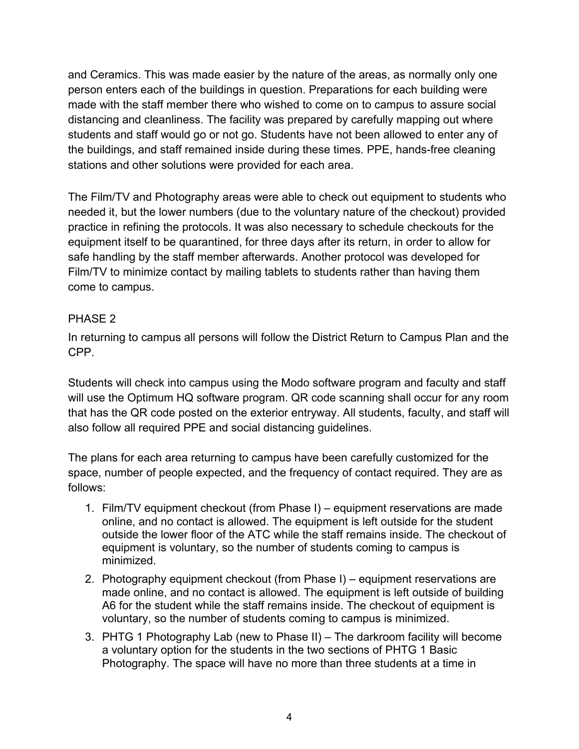and Ceramics. This was made easier by the nature of the areas, as normally only one person enters each of the buildings in question. Preparations for each building were made with the staff member there who wished to come on to campus to assure social distancing and cleanliness. The facility was prepared by carefully mapping out where students and staff would go or not go. Students have not been allowed to enter any of the buildings, and staff remained inside during these times. PPE, hands-free cleaning stations and other solutions were provided for each area.

The Film/TV and Photography areas were able to check out equipment to students who needed it, but the lower numbers (due to the voluntary nature of the checkout) provided practice in refining the protocols. It was also necessary to schedule checkouts for the equipment itself to be quarantined, for three days after its return, in order to allow for safe handling by the staff member afterwards. Another protocol was developed for Film/TV to minimize contact by mailing tablets to students rather than having them come to campus.

## PHASE 2

In returning to campus all persons will follow the District Return to Campus Plan and the CPP.

Students will check into campus using the Modo software program and faculty and staff will use the Optimum HQ software program. QR code scanning shall occur for any room that has the QR code posted on the exterior entryway. All students, faculty, and staff will also follow all required PPE and social distancing guidelines.

The plans for each area returning to campus have been carefully customized for the space, number of people expected, and the frequency of contact required. They are as follows:

1. Film/TV equipment checkout (from Phase I) – equipment reservations are made online, and no contact is allowed. The equipment is left outside for the student outside the lower floor of the ATC while the staff remains inside. The checkout of equipment is voluntary, so the number of students coming to campus is minimized.
2. Photography equipment checkout (from Phase I) – equipment reservations are made online, and no contact is allowed. The equipment is left outside of building A6 for the student while the staff remains inside. The checkout of equipment is voluntary, so the number of students coming to campus is minimized.
3. PHTG 1 Photography Lab (new to Phase II) – The darkroom facility will become a voluntary option for the students in the two sections of PHTG 1 Basic Photography. The space will have no more than three students at a time in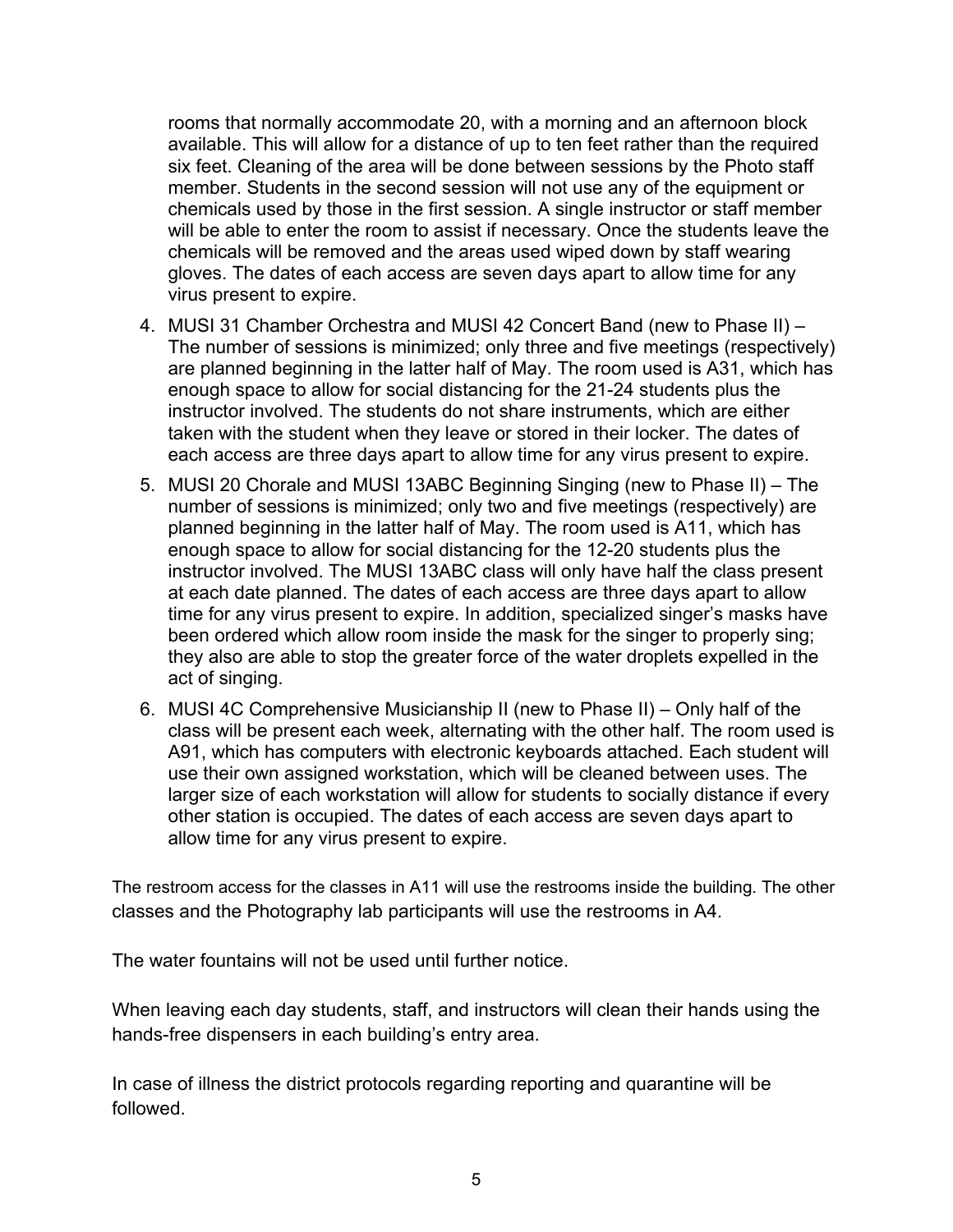rooms that normally accommodate 20, with a morning and an afternoon block available. This will allow for a distance of up to ten feet rather than the required six feet. Cleaning of the area will be done between sessions by the Photo staff member. Students in the second session will not use any of the equipment or chemicals used by those in the first session. A single instructor or staff member will be able to enter the room to assist if necessary. Once the students leave the chemicals will be removed and the areas used wiped down by staff wearing gloves. The dates of each access are seven days apart to allow time for any virus present to expire.

4. MUSI 31 Chamber Orchestra and MUSI 42 Concert Band (new to Phase II) – The number of sessions is minimized; only three and five meetings (respectively) are planned beginning in the latter half of May. The room used is A31, which has enough space to allow for social distancing for the 21-24 students plus the instructor involved. The students do not share instruments, which are either taken with the student when they leave or stored in their locker. The dates of each access are three days apart to allow time for any virus present to expire.
5. MUSI 20 Chorale and MUSI 13ABC Beginning Singing (new to Phase II) – The number of sessions is minimized; only two and five meetings (respectively) are planned beginning in the latter half of May. The room used is A11, which has enough space to allow for social distancing for the 12-20 students plus the instructor involved. The MUSI 13ABC class will only have half the class present at each date planned. The dates of each access are three days apart to allow time for any virus present to expire. In addition, specialized singer's masks have been ordered which allow room inside the mask for the singer to properly sing; they also are able to stop the greater force of the water droplets expelled in the act of singing.
6. MUSI 4C Comprehensive Musicianship II (new to Phase II) – Only half of the class will be present each week, alternating with the other half. The room used is A91, which has computers with electronic keyboards attached. Each student will use their own assigned workstation, which will be cleaned between uses. The larger size of each workstation will allow for students to socially distance if every other station is occupied. The dates of each access are seven days apart to allow time for any virus present to expire.

The restroom access for the classes in A11 will use the restrooms inside the building. The other classes and the Photography lab participants will use the restrooms in A4.

The water fountains will not be used until further notice.

When leaving each day students, staff, and instructors will clean their hands using the hands-free dispensers in each building's entry area.

In case of illness the district protocols regarding reporting and quarantine will be followed.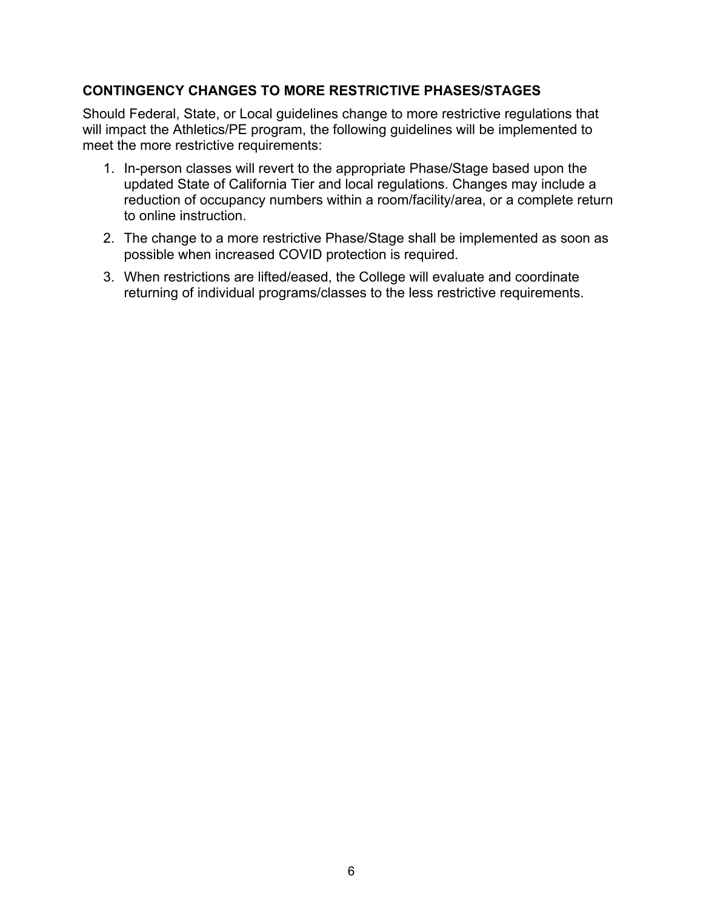## CONTINGENCY CHANGES TO MORE RESTRICTIVE PHASES/STAGES

Should Federal, State, or Local guidelines change to more restrictive regulations that will impact the Athletics/PE program, the following guidelines will be implemented to meet the more restrictive requirements:

1. In-person classes will revert to the appropriate Phase/Stage based upon the updated State of California Tier and local regulations. Changes may include a reduction of occupancy numbers within a room/facility/area, or a complete return to online instruction.
2. The change to a more restrictive Phase/Stage shall be implemented as soon as possible when increased COVID protection is required.
3. When restrictions are lifted/eased, the College will evaluate and coordinate returning of individual programs/classes to the less restrictive requirements.